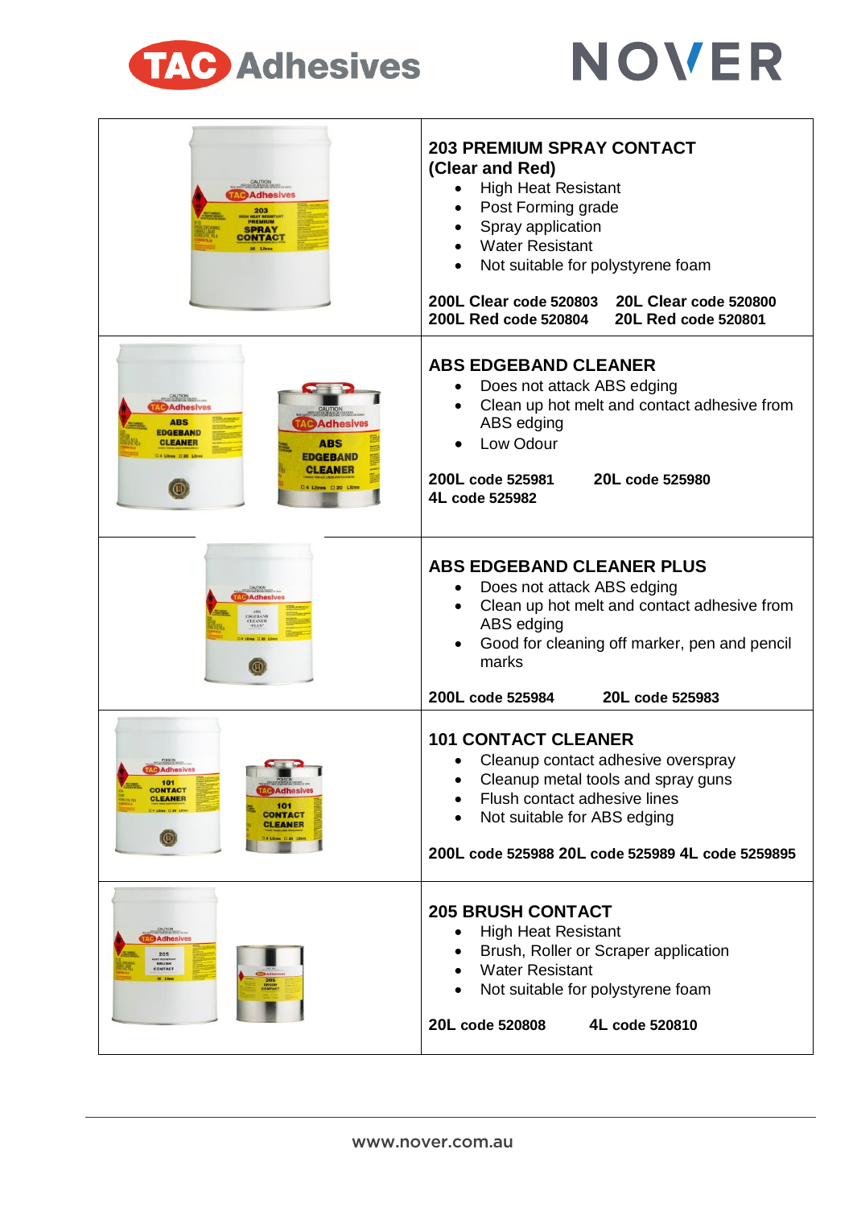TAC Adhesives

NOVER

## 203 PREMIUM SPRAY CONTACT (Clear and Red)

- High Heat Resistant
- Post Forming grade
- Spray application
- Water Resistant
- Not suitable for polystyrene foam

**200L Clear code 520803** **20L Clear code 520800**
**200L Red code 520804** **20L Red code 520801**

## ABS EDGEBAND CLEANER

- Does not attack ABS edging
- Clean up hot melt and contact adhesive from ABS edging
- Low Odour

**200L code 525981** **20L code 525980**
**4L code 525982**

## ABS EDGEBAND CLEANER PLUS

- Does not attack ABS edging
- Clean up hot melt and contact adhesive from ABS edging
- Good for cleaning off marker, pen and pencil marks

**200L code 525984** **20L code 525983**

## 101 CONTACT CLEANER

- Cleanup contact adhesive overspray
- Cleanup metal tools and spray guns
- Flush contact adhesive lines
- Not suitable for ABS edging

**200L code 525988 20L code 525989 4L code 5259895**

## 205 BRUSH CONTACT

- High Heat Resistant
- Brush, Roller or Scraper application
- Water Resistant
- Not suitable for polystyrene foam

**20L code 520808** **4L code 520810**

www.nover.com.au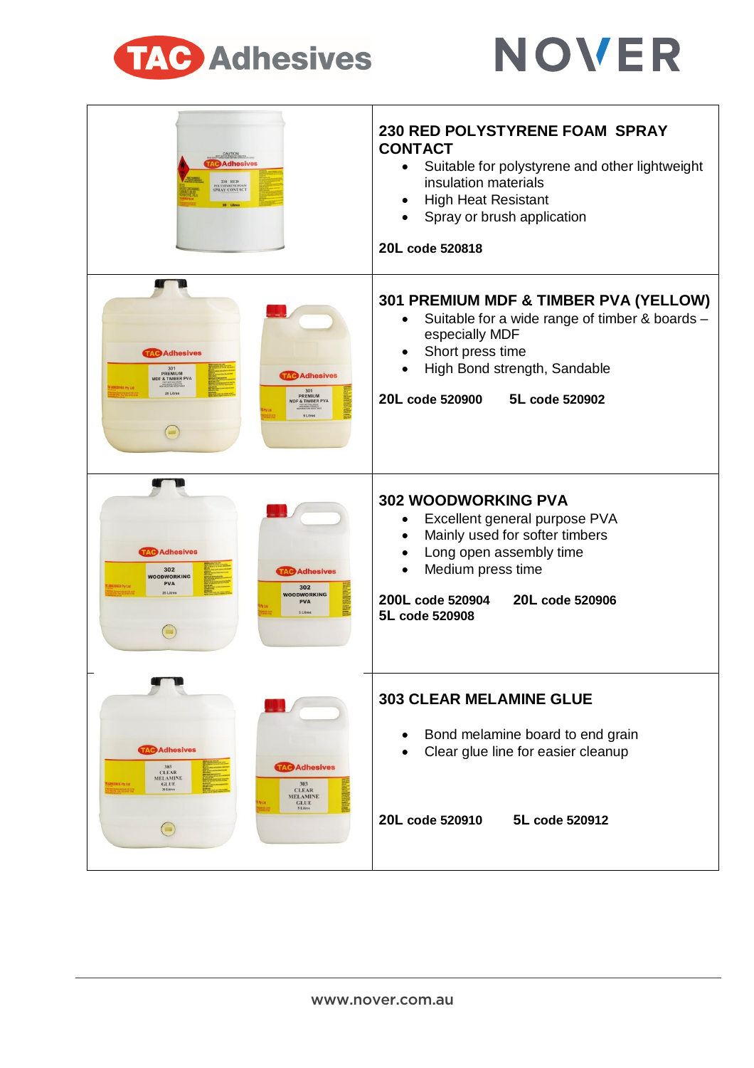TAC Adhesives | NOVER

## 230 RED POLYSTYRENE FOAM SPRAY CONTACT

- Suitable for polystyrene and other lightweight insulation materials
- High Heat Resistant
- Spray or brush application

**20L code 520818**

## 301 PREMIUM MDF & TIMBER PVA (YELLOW)

- Suitable for a wide range of timber & boards – especially MDF
- Short press time
- High Bond strength, Sandable

**20L code 520900** **5L code 520902**

## 302 WOODWORKING PVA

- Excellent general purpose PVA
- Mainly used for softer timbers
- Long open assembly time
- Medium press time

**200L code 520904** **20L code 520906**
**5L code 520908**

## 303 CLEAR MELAMINE GLUE

- Bond melamine board to end grain
- Clear glue line for easier cleanup

**20L code 520910** **5L code 520912**

www.nover.com.au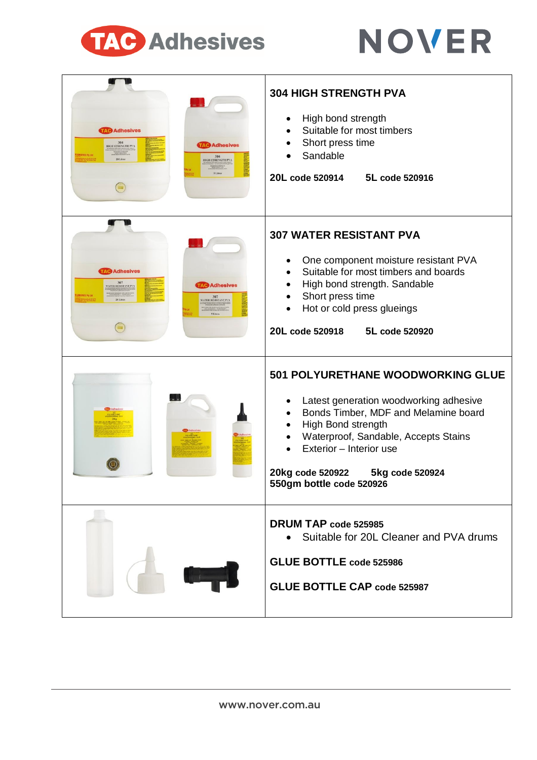TAC Adhesives NOVER

## 304 HIGH STRENGTH PVA

- High bond strength
- Suitable for most timbers
- Short press time
- Sandable

**20L code 520914** **5L code 520916**

## 307 WATER RESISTANT PVA

- One component moisture resistant PVA
- Suitable for most timbers and boards
- High bond strength. Sandable
- Short press time
- Hot or cold press glueings

**20L code 520918** **5L code 520920**

## 501 POLYURETHANE WOODWORKING GLUE

- Latest generation woodworking adhesive
- Bonds Timber, MDF and Melamine board
- High Bond strength
- Waterproof, Sandable, Accepts Stains
- Exterior – Interior use

**20kg code 520922** **5kg code 520924**
**550gm bottle code 520926**

**DRUM TAP code 525985**

- Suitable for 20L Cleaner and PVA drums

**GLUE BOTTLE code 525986**

**GLUE BOTTLE CAP code 525987**

www.nover.com.au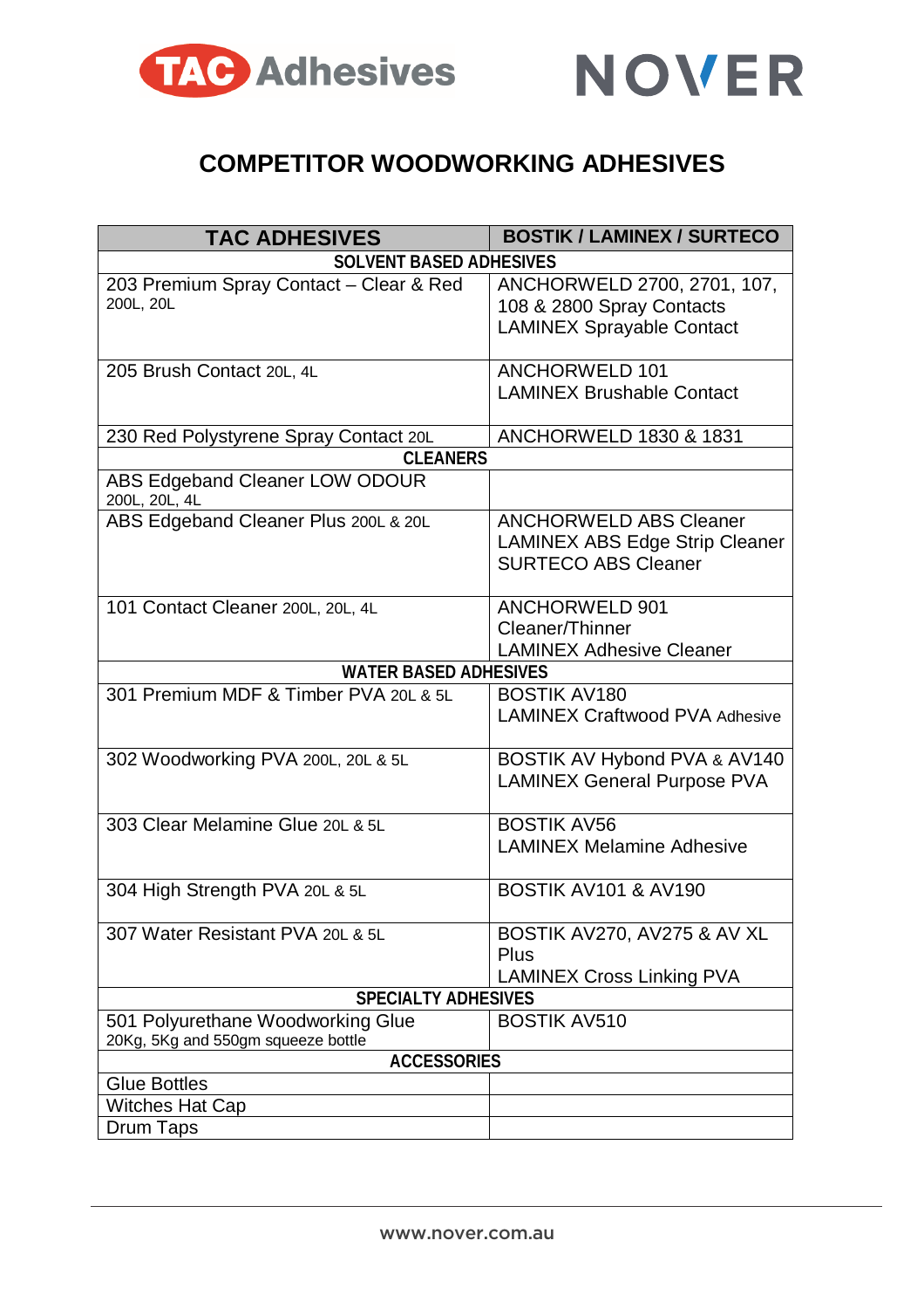TAC Adhesives NOVER

# COMPETITOR WOODWORKING ADHESIVES

| TAC ADHESIVES | BOSTIK / LAMINEX / SURTECO |
|---|---|
| **SOLVENT BASED ADHESIVES** | |
| 203 Premium Spray Contact – Clear & Red 200L, 20L | ANCHORWELD 2700, 2701, 107, 108 & 2800 Spray Contacts<br>LAMINEX Sprayable Contact |
| 205 Brush Contact 20L, 4L | ANCHORWELD 101<br>LAMINEX Brushable Contact |
| 230 Red Polystyrene Spray Contact 20L | ANCHORWELD 1830 & 1831 |
| **CLEANERS** | |
| ABS Edgeband Cleaner LOW ODOUR 200L, 20L, 4L | |
| ABS Edgeband Cleaner Plus 200L & 20L | ANCHORWELD ABS Cleaner<br>LAMINEX ABS Edge Strip Cleaner<br>SURTECO ABS Cleaner |
| 101 Contact Cleaner 200L, 20L, 4L | ANCHORWELD 901 Cleaner/Thinner<br>LAMINEX Adhesive Cleaner |
| **WATER BASED ADHESIVES** | |
| 301 Premium MDF & Timber PVA 20L & 5L | BOSTIK AV180<br>LAMINEX Craftwood PVA Adhesive |
| 302 Woodworking PVA 200L, 20L & 5L | BOSTIK AV Hybond PVA & AV140<br>LAMINEX General Purpose PVA |
| 303 Clear Melamine Glue 20L & 5L | BOSTIK AV56<br>LAMINEX Melamine Adhesive |
| 304 High Strength PVA 20L & 5L | BOSTIK AV101 & AV190 |
| 307 Water Resistant PVA 20L & 5L | BOSTIK AV270, AV275 & AV XL Plus<br>LAMINEX Cross Linking PVA |
| **SPECIALTY ADHESIVES** | |
| 501 Polyurethane Woodworking Glue 20Kg, 5Kg and 550gm squeeze bottle | BOSTIK AV510 |
| **ACCESSORIES** | |
| Glue Bottles | |
| Witches Hat Cap | |
| Drum Taps | |

www.nover.com.au